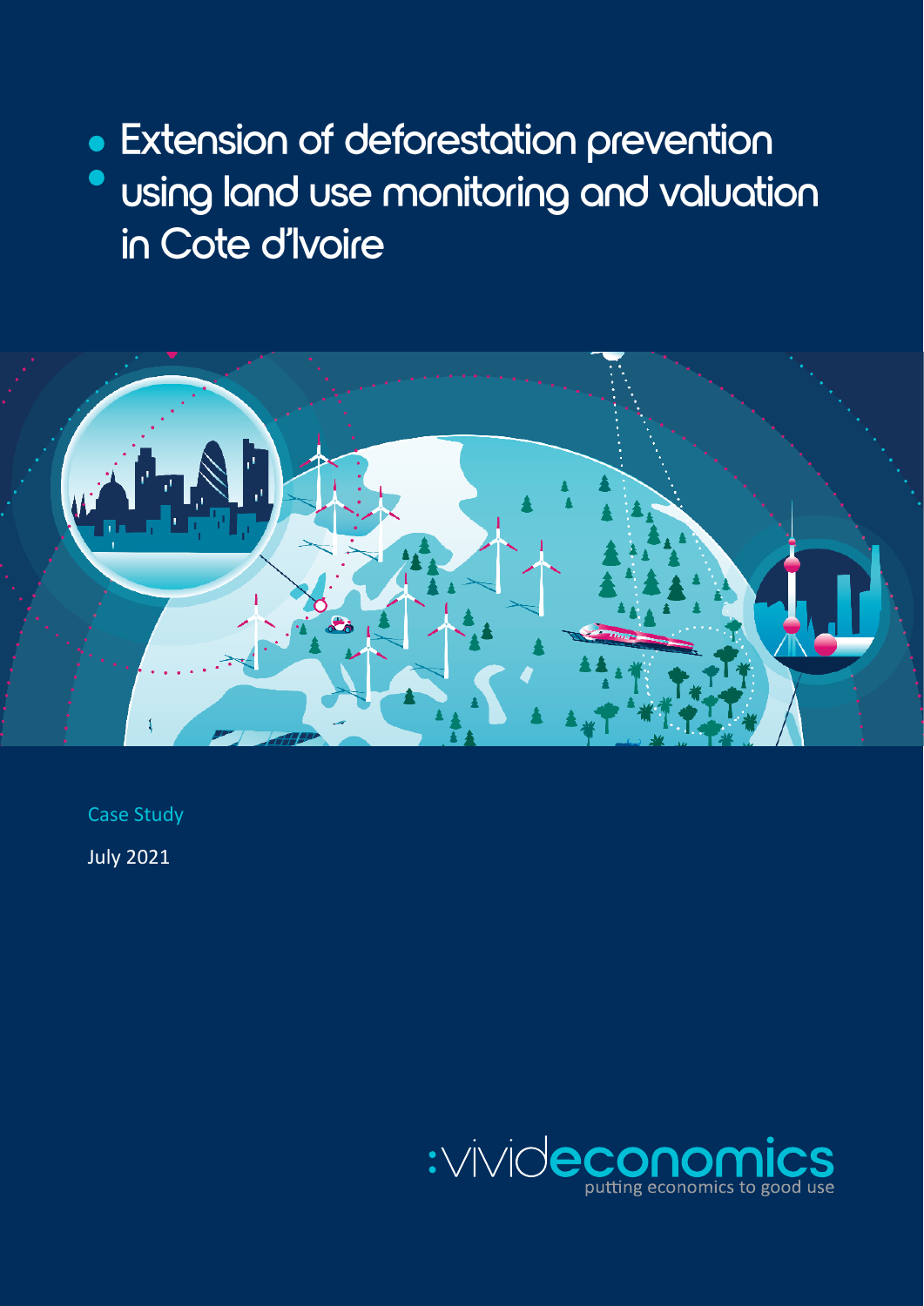# Extension of deforestation prevention using land use monitoring and valuation in Cote d'Ivoire

Case Study

July 2021

:vivideconomics
putting economics to good use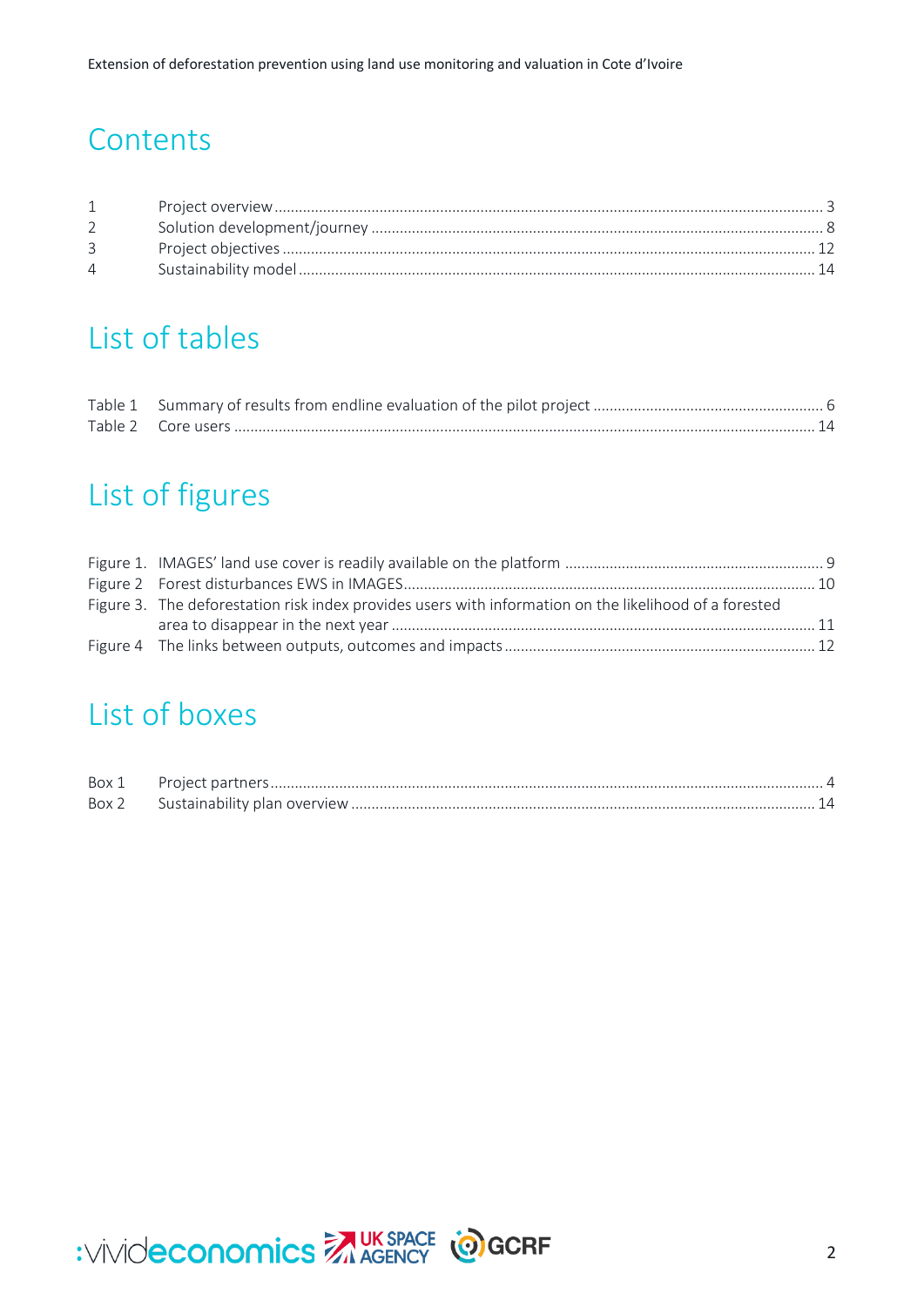# Contents

| | | |
|---|---|---|
| 1 | Project overview | 3 |
| 2 | Solution development/journey | 8 |
| 3 | Project objectives | 12 |
| 4 | Sustainability model | 14 |

# List of tables

| | | |
|---|---|---|
| Table 1 | Summary of results from endline evaluation of the pilot project | 6 |
| Table 2 | Core users | 14 |

# List of figures

| | | |
|---|---|---|
| Figure 1. | IMAGES' land use cover is readily available on the platform | 9 |
| Figure 2 | Forest disturbances EWS in IMAGES | 10 |
| Figure 3. | The deforestation risk index provides users with information on the likelihood of a forested area to disappear in the next year | 11 |
| Figure 4 | The links between outputs, outcomes and impacts | 12 |

# List of boxes

| | | |
|---|---|---|
| Box 1 | Project partners | 4 |
| Box 2 | Sustainability plan overview | 14 |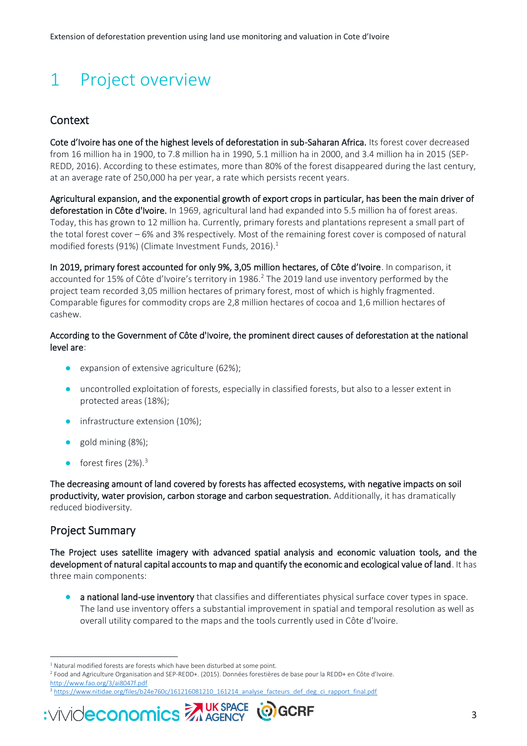# 1 Project overview

## Context

**Cote d'Ivoire has one of the highest levels of deforestation in sub-Saharan Africa.** Its forest cover decreased from 16 million ha in 1900, to 7.8 million ha in 1990, 5.1 million ha in 2000, and 3.4 million ha in 2015 (SEP-REDD, 2016). According to these estimates, more than 80% of the forest disappeared during the last century, at an average rate of 250,000 ha per year, a rate which persists recent years.

**Agricultural expansion, and the exponential growth of export crops in particular, has been the main driver of deforestation in Côte d'Ivoire.** In 1969, agricultural land had expanded into 5.5 million ha of forest areas. Today, this has grown to 12 million ha. Currently, primary forests and plantations represent a small part of the total forest cover – 6% and 3% respectively. Most of the remaining forest cover is composed of natural modified forests (91%) (Climate Investment Funds, 2016).[1]

**In 2019, primary forest accounted for only 9%, 3,05 million hectares, of Côte d'Ivoire**. In comparison, it accounted for 15% of Côte d'Ivoire's territory in 1986.[2] The 2019 land use inventory performed by the project team recorded 3,05 million hectares of primary forest, most of which is highly fragmented. Comparable figures for commodity crops are 2,8 million hectares of cocoa and 1,6 million hectares of cashew.

**According to the Government of Côte d'Ivoire, the prominent direct causes of deforestation at the national level are**:

- expansion of extensive agriculture (62%);
- uncontrolled exploitation of forests, especially in classified forests, but also to a lesser extent in protected areas (18%);
- infrastructure extension (10%);
- gold mining (8%);
- forest fires (2%).[3]

**The decreasing amount of land covered by forests has affected ecosystems, with negative impacts on soil productivity, water provision, carbon storage and carbon sequestration.** Additionally, it has dramatically reduced biodiversity.

## Project Summary

**The Project uses satellite imagery with advanced spatial analysis and economic valuation tools, and the development of natural capital accounts to map and quantify the economic and ecological value of land**. It has three main components:

- **a national land-use inventory** that classifies and differentiates physical surface cover types in space. The land use inventory offers a substantial improvement in spatial and temporal resolution as well as overall utility compared to the maps and the tools currently used in Côte d'Ivoire.

---

[1] Natural modified forests are forests which have been disturbed at some point.

[2] Food and Agriculture Organisation and SEP-REDD+. (2015). Données forestières de base pour la REDD+ en Côte d'Ivoire. http://www.fao.org/3/ai8047f.pdf

[3] https://www.nitidae.org/files/b24e760c/161216081210_161214_analyse_facteurs_def_deg_ci_rapport_final.pdf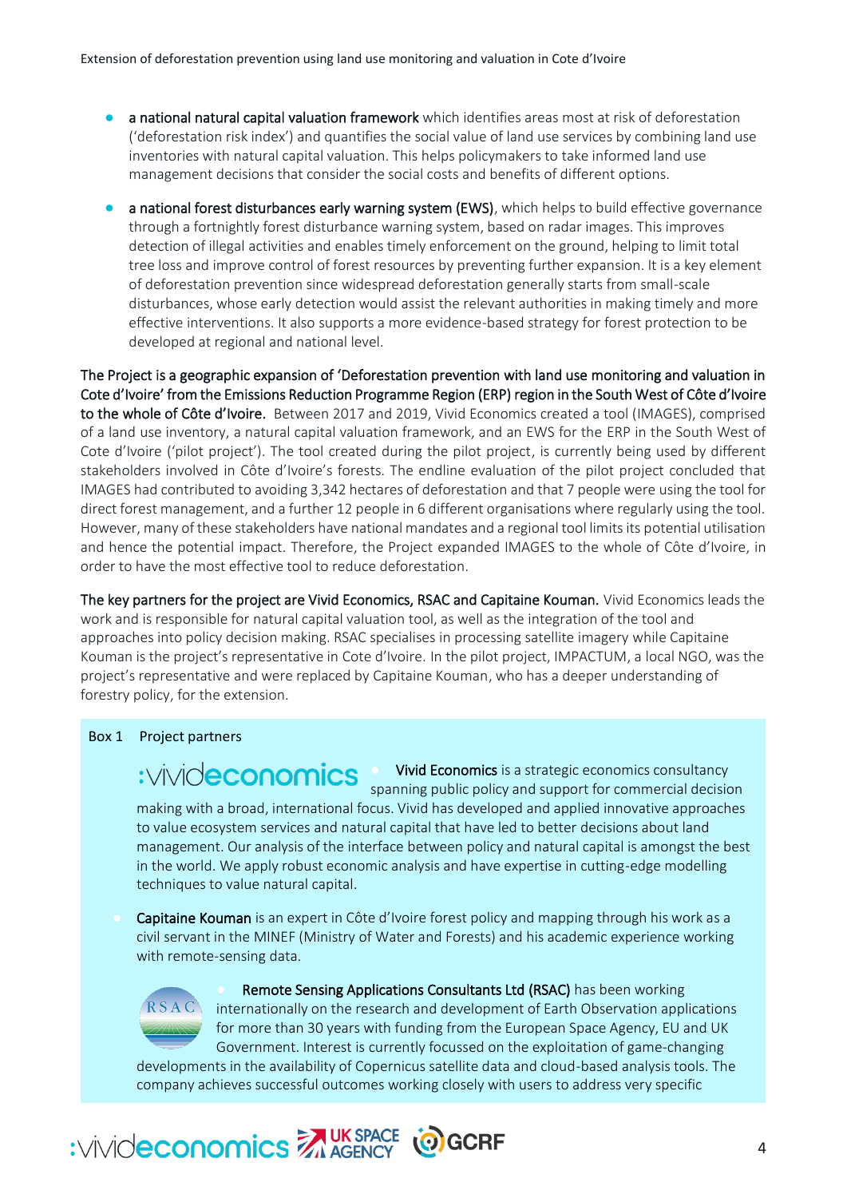- **a national natural capital valuation framework** which identifies areas most at risk of deforestation ('deforestation risk index') and quantifies the social value of land use services by combining land use inventories with natural capital valuation. This helps policymakers to take informed land use management decisions that consider the social costs and benefits of different options.

- **a national forest disturbances early warning system (EWS)**, which helps to build effective governance through a fortnightly forest disturbance warning system, based on radar images. This improves detection of illegal activities and enables timely enforcement on the ground, helping to limit total tree loss and improve control of forest resources by preventing further expansion. It is a key element of deforestation prevention since widespread deforestation generally starts from small-scale disturbances, whose early detection would assist the relevant authorities in making timely and more effective interventions. It also supports a more evidence-based strategy for forest protection to be developed at regional and national level.

**The Project is a geographic expansion of 'Deforestation prevention with land use monitoring and valuation in Cote d'Ivoire' from the Emissions Reduction Programme Region (ERP) region in the South West of Côte d'Ivoire to the whole of Côte d'Ivoire.** Between 2017 and 2019, Vivid Economics created a tool (IMAGES), comprised of a land use inventory, a natural capital valuation framework, and an EWS for the ERP in the South West of Cote d'Ivoire ('pilot project'). The tool created during the pilot project, is currently being used by different stakeholders involved in Côte d'Ivoire's forests. The endline evaluation of the pilot project concluded that IMAGES had contributed to avoiding 3,342 hectares of deforestation and that 7 people were using the tool for direct forest management, and a further 12 people in 6 different organisations where regularly using the tool. However, many of these stakeholders have national mandates and a regional tool limits its potential utilisation and hence the potential impact. Therefore, the Project expanded IMAGES to the whole of Côte d'Ivoire, in order to have the most effective tool to reduce deforestation.

**The key partners for the project are Vivid Economics, RSAC and Capitaine Kouman.** Vivid Economics leads the work and is responsible for natural capital valuation tool, as well as the integration of the tool and approaches into policy decision making. RSAC specialises in processing satellite imagery while Capitaine Kouman is the project's representative in Cote d'Ivoire. In the pilot project, IMPACTUM, a local NGO, was the project's representative and were replaced by Capitaine Kouman, who has a deeper understanding of forestry policy, for the extension.

Box 1 Project partners

- **Vivid Economics** is a strategic economics consultancy spanning public policy and support for commercial decision making with a broad, international focus. Vivid has developed and applied innovative approaches to value ecosystem services and natural capital that have led to better decisions about land management. Our analysis of the interface between policy and natural capital is amongst the best in the world. We apply robust economic analysis and have expertise in cutting-edge modelling techniques to value natural capital.

- **Capitaine Kouman** is an expert in Côte d'Ivoire forest policy and mapping through his work as a civil servant in the MINEF (Ministry of Water and Forests) and his academic experience working with remote-sensing data.

- **Remote Sensing Applications Consultants Ltd (RSAC)** has been working internationally on the research and development of Earth Observation applications for more than 30 years with funding from the European Space Agency, EU and UK Government. Interest is currently focussed on the exploitation of game-changing developments in the availability of Copernicus satellite data and cloud-based analysis tools. The company achieves successful outcomes working closely with users to address very specific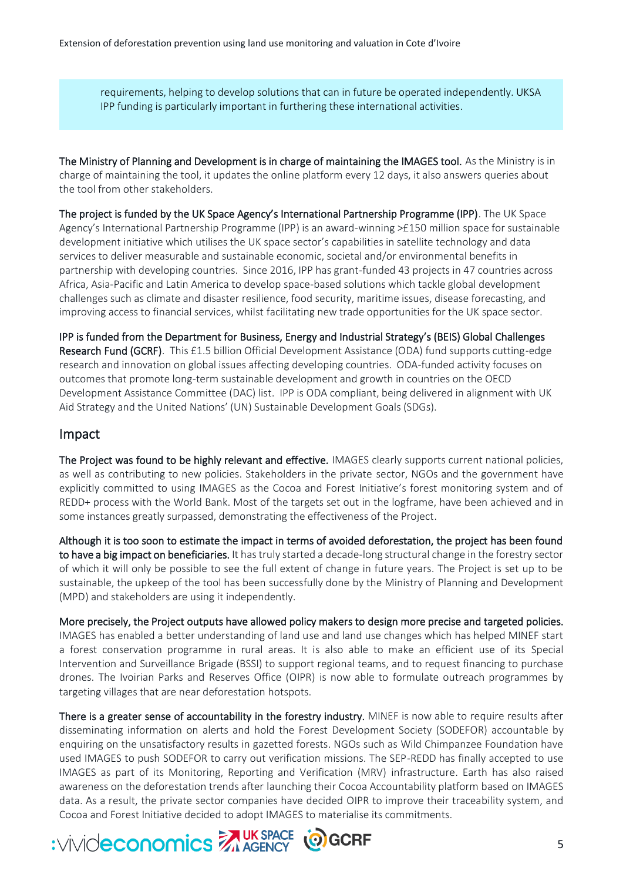requirements, helping to develop solutions that can in future be operated independently. UKSA IPP funding is particularly important in furthering these international activities.

**The Ministry of Planning and Development is in charge of maintaining the IMAGES tool.** As the Ministry is in charge of maintaining the tool, it updates the online platform every 12 days, it also answers queries about the tool from other stakeholders.

**The project is funded by the UK Space Agency's International Partnership Programme (IPP).** The UK Space Agency's International Partnership Programme (IPP) is an award-winning >£150 million space for sustainable development initiative which utilises the UK space sector's capabilities in satellite technology and data services to deliver measurable and sustainable economic, societal and/or environmental benefits in partnership with developing countries. Since 2016, IPP has grant-funded 43 projects in 47 countries across Africa, Asia-Pacific and Latin America to develop space-based solutions which tackle global development challenges such as climate and disaster resilience, food security, maritime issues, disease forecasting, and improving access to financial services, whilst facilitating new trade opportunities for the UK space sector.

**IPP is funded from the Department for Business, Energy and Industrial Strategy's (BEIS) Global Challenges Research Fund (GCRF).** This £1.5 billion Official Development Assistance (ODA) fund supports cutting-edge research and innovation on global issues affecting developing countries. ODA-funded activity focuses on outcomes that promote long-term sustainable development and growth in countries on the OECD Development Assistance Committee (DAC) list. IPP is ODA compliant, being delivered in alignment with UK Aid Strategy and the United Nations' (UN) Sustainable Development Goals (SDGs).

## Impact

**The Project was found to be highly relevant and effective.** IMAGES clearly supports current national policies, as well as contributing to new policies. Stakeholders in the private sector, NGOs and the government have explicitly committed to using IMAGES as the Cocoa and Forest Initiative's forest monitoring system and of REDD+ process with the World Bank. Most of the targets set out in the logframe, have been achieved and in some instances greatly surpassed, demonstrating the effectiveness of the Project.

**Although it is too soon to estimate the impact in terms of avoided deforestation, the project has been found to have a big impact on beneficiaries.** It has truly started a decade-long structural change in the forestry sector of which it will only be possible to see the full extent of change in future years. The Project is set up to be sustainable, the upkeep of the tool has been successfully done by the Ministry of Planning and Development (MPD) and stakeholders are using it independently.

**More precisely, the Project outputs have allowed policy makers to design more precise and targeted policies.** IMAGES has enabled a better understanding of land use and land use changes which has helped MINEF start a forest conservation programme in rural areas. It is also able to make an efficient use of its Special Intervention and Surveillance Brigade (BSSI) to support regional teams, and to request financing to purchase drones. The Ivoirian Parks and Reserves Office (OIPR) is now able to formulate outreach programmes by targeting villages that are near deforestation hotspots.

**There is a greater sense of accountability in the forestry industry.** MINEF is now able to require results after disseminating information on alerts and hold the Forest Development Society (SODEFOR) accountable by enquiring on the unsatisfactory results in gazetted forests. NGOs such as Wild Chimpanzee Foundation have used IMAGES to push SODEFOR to carry out verification missions. The SEP-REDD has finally accepted to use IMAGES as part of its Monitoring, Reporting and Verification (MRV) infrastructure. Earth has also raised awareness on the deforestation trends after launching their Cocoa Accountability platform based on IMAGES data. As a result, the private sector companies have decided OIPR to improve their traceability system, and Cocoa and Forest Initiative decided to adopt IMAGES to materialise its commitments.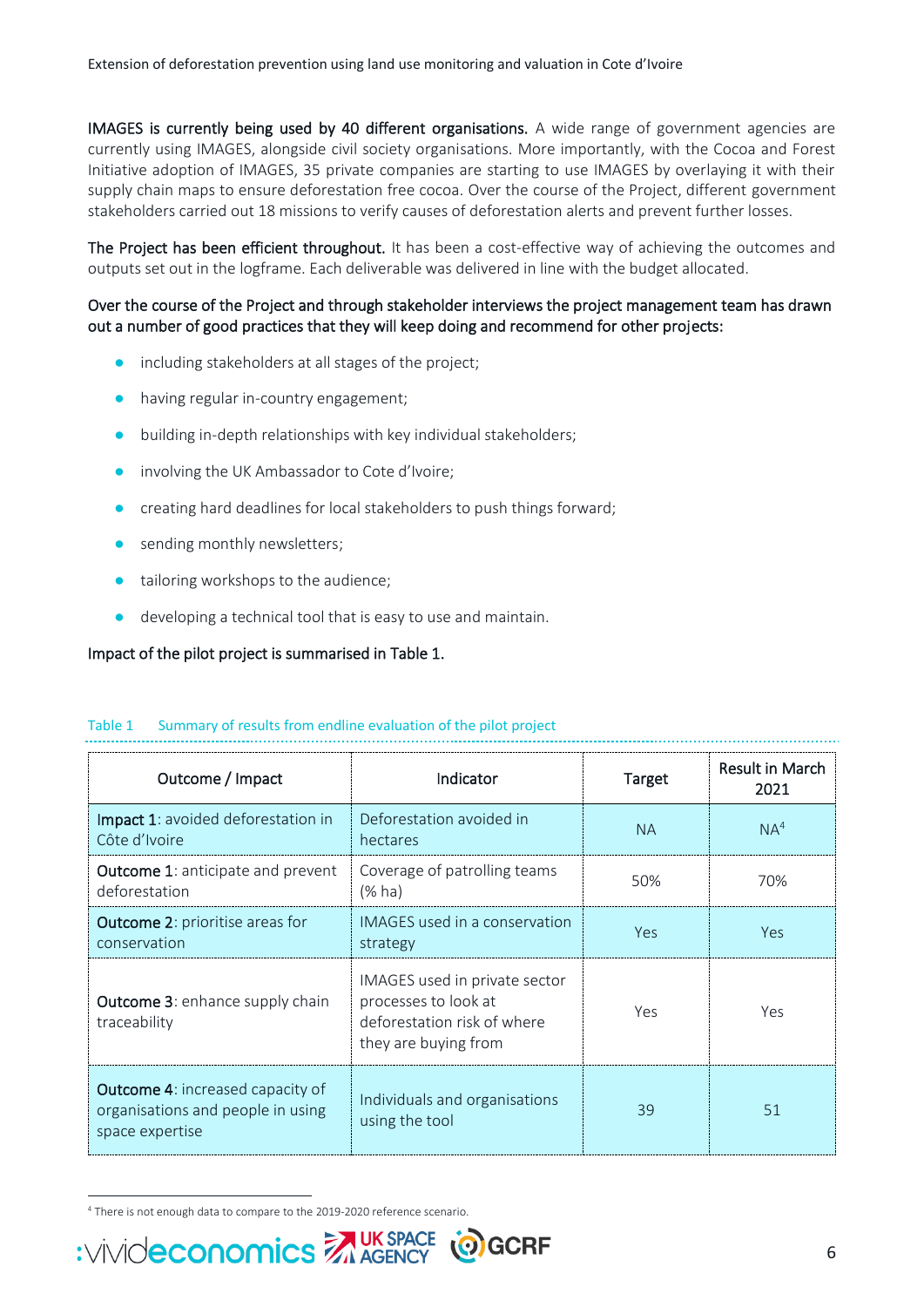**IMAGES is currently being used by 40 different organisations.** A wide range of government agencies are currently using IMAGES, alongside civil society organisations. More importantly, with the Cocoa and Forest Initiative adoption of IMAGES, 35 private companies are starting to use IMAGES by overlaying it with their supply chain maps to ensure deforestation free cocoa. Over the course of the Project, different government stakeholders carried out 18 missions to verify causes of deforestation alerts and prevent further losses.

**The Project has been efficient throughout.** It has been a cost-effective way of achieving the outcomes and outputs set out in the logframe. Each deliverable was delivered in line with the budget allocated.

**Over the course of the Project and through stakeholder interviews the project management team has drawn out a number of good practices that they will keep doing and recommend for other projects:**

- including stakeholders at all stages of the project;
- having regular in-country engagement;
- building in-depth relationships with key individual stakeholders;
- involving the UK Ambassador to Cote d'Ivoire;
- creating hard deadlines for local stakeholders to push things forward;
- sending monthly newsletters;
- tailoring workshops to the audience;
- developing a technical tool that is easy to use and maintain.

**Impact of the pilot project is summarised in Table 1.**

Table 1 Summary of results from endline evaluation of the pilot project

| Outcome / Impact | Indicator | Target | Result in March 2021 |
|---|---|---|---|
| **Impact 1**: avoided deforestation in Côte d'Ivoire | Deforestation avoided in hectares | NA | NA[4] |
| **Outcome 1**: anticipate and prevent deforestation | Coverage of patrolling teams (% ha) | 50% | 70% |
| **Outcome 2**: prioritise areas for conservation | IMAGES used in a conservation strategy | Yes | Yes |
| **Outcome 3**: enhance supply chain traceability | IMAGES used in private sector processes to look at deforestation risk of where they are buying from | Yes | Yes |
| **Outcome 4**: increased capacity of organisations and people in using space expertise | Individuals and organisations using the tool | 39 | 51 |

[4] There is not enough data to compare to the 2019-2020 reference scenario.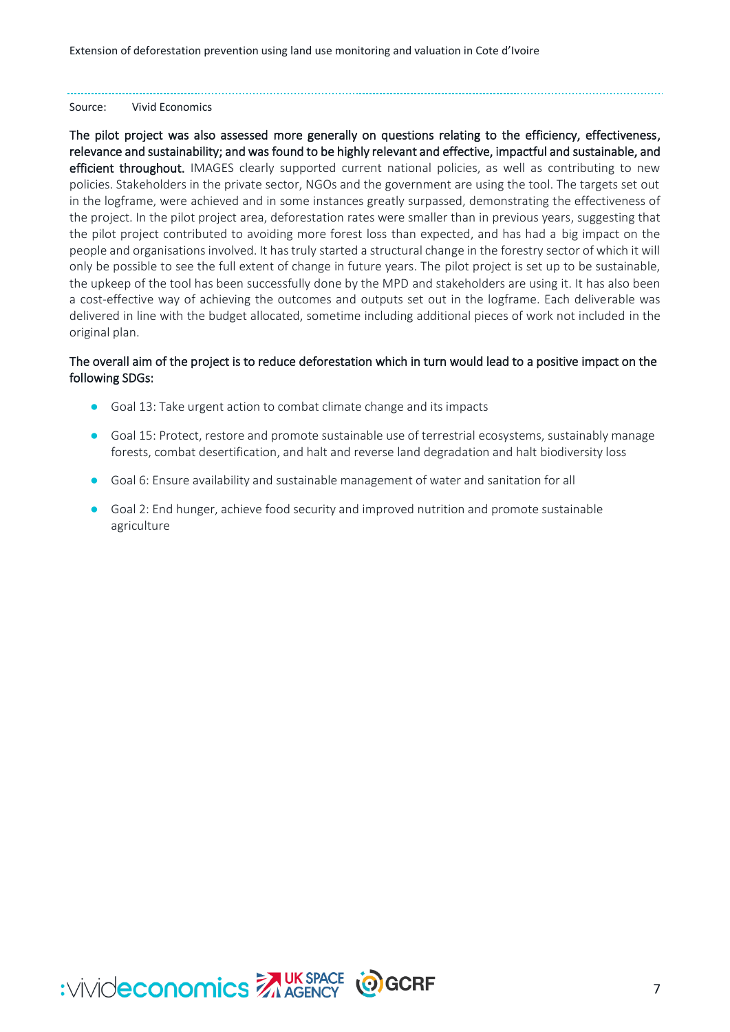Source: Vivid Economics

**The pilot project was also assessed more generally on questions relating to the efficiency, effectiveness, relevance and sustainability; and was found to be highly relevant and effective, impactful and sustainable, and efficient throughout.** IMAGES clearly supported current national policies, as well as contributing to new policies. Stakeholders in the private sector, NGOs and the government are using the tool. The targets set out in the logframe, were achieved and in some instances greatly surpassed, demonstrating the effectiveness of the project. In the pilot project area, deforestation rates were smaller than in previous years, suggesting that the pilot project contributed to avoiding more forest loss than expected, and has had a big impact on the people and organisations involved. It has truly started a structural change in the forestry sector of which it will only be possible to see the full extent of change in future years. The pilot project is set up to be sustainable, the upkeep of the tool has been successfully done by the MPD and stakeholders are using it. It has also been a cost-effective way of achieving the outcomes and outputs set out in the logframe. Each deliverable was delivered in line with the budget allocated, sometime including additional pieces of work not included in the original plan.

**The overall aim of the project is to reduce deforestation which in turn would lead to a positive impact on the following SDGs:**

- Goal 13: Take urgent action to combat climate change and its impacts
- Goal 15: Protect, restore and promote sustainable use of terrestrial ecosystems, sustainably manage forests, combat desertification, and halt and reverse land degradation and halt biodiversity loss
- Goal 6: Ensure availability and sustainable management of water and sanitation for all
- Goal 2: End hunger, achieve food security and improved nutrition and promote sustainable agriculture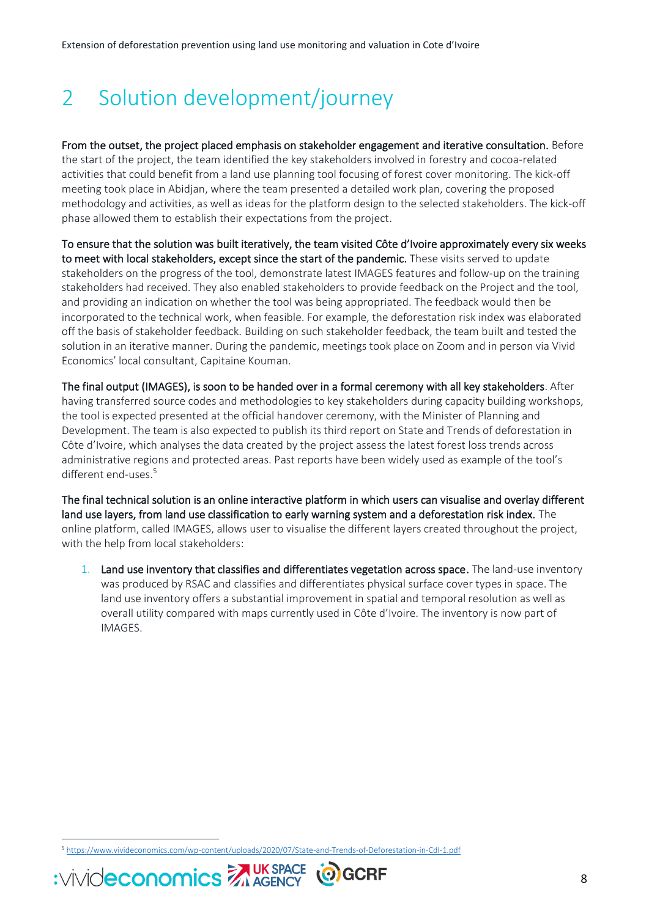# 2 Solution development/journey

**From the outset, the project placed emphasis on stakeholder engagement and iterative consultation.** Before the start of the project, the team identified the key stakeholders involved in forestry and cocoa-related activities that could benefit from a land use planning tool focusing of forest cover monitoring. The kick-off meeting took place in Abidjan, where the team presented a detailed work plan, covering the proposed methodology and activities, as well as ideas for the platform design to the selected stakeholders. The kick-off phase allowed them to establish their expectations from the project.

**To ensure that the solution was built iteratively, the team visited Côte d'Ivoire approximately every six weeks to meet with local stakeholders, except since the start of the pandemic.** These visits served to update stakeholders on the progress of the tool, demonstrate latest IMAGES features and follow-up on the training stakeholders had received. They also enabled stakeholders to provide feedback on the Project and the tool, and providing an indication on whether the tool was being appropriated. The feedback would then be incorporated to the technical work, when feasible. For example, the deforestation risk index was elaborated off the basis of stakeholder feedback. Building on such stakeholder feedback, the team built and tested the solution in an iterative manner. During the pandemic, meetings took place on Zoom and in person via Vivid Economics' local consultant, Capitaine Kouman.

**The final output (IMAGES), is soon to be handed over in a formal ceremony with all key stakeholders**. After having transferred source codes and methodologies to key stakeholders during capacity building workshops, the tool is expected presented at the official handover ceremony, with the Minister of Planning and Development. The team is also expected to publish its third report on State and Trends of deforestation in Côte d'Ivoire, which analyses the data created by the project assess the latest forest loss trends across administrative regions and protected areas. Past reports have been widely used as example of the tool's different end-uses.[5]

**The final technical solution is an online interactive platform in which users can visualise and overlay different land use layers, from land use classification to early warning system and a deforestation risk index.** The online platform, called IMAGES, allows user to visualise the different layers created throughout the project, with the help from local stakeholders:

1. **Land use inventory that classifies and differentiates vegetation across space.** The land-use inventory was produced by RSAC and classifies and differentiates physical surface cover types in space. The land use inventory offers a substantial improvement in spatial and temporal resolution as well as overall utility compared with maps currently used in Côte d'Ivoire. The inventory is now part of IMAGES.

---

[5] https://www.vivideconomics.com/wp-content/uploads/2020/07/State-and-Trends-of-Deforestation-in-CdI-1.pdf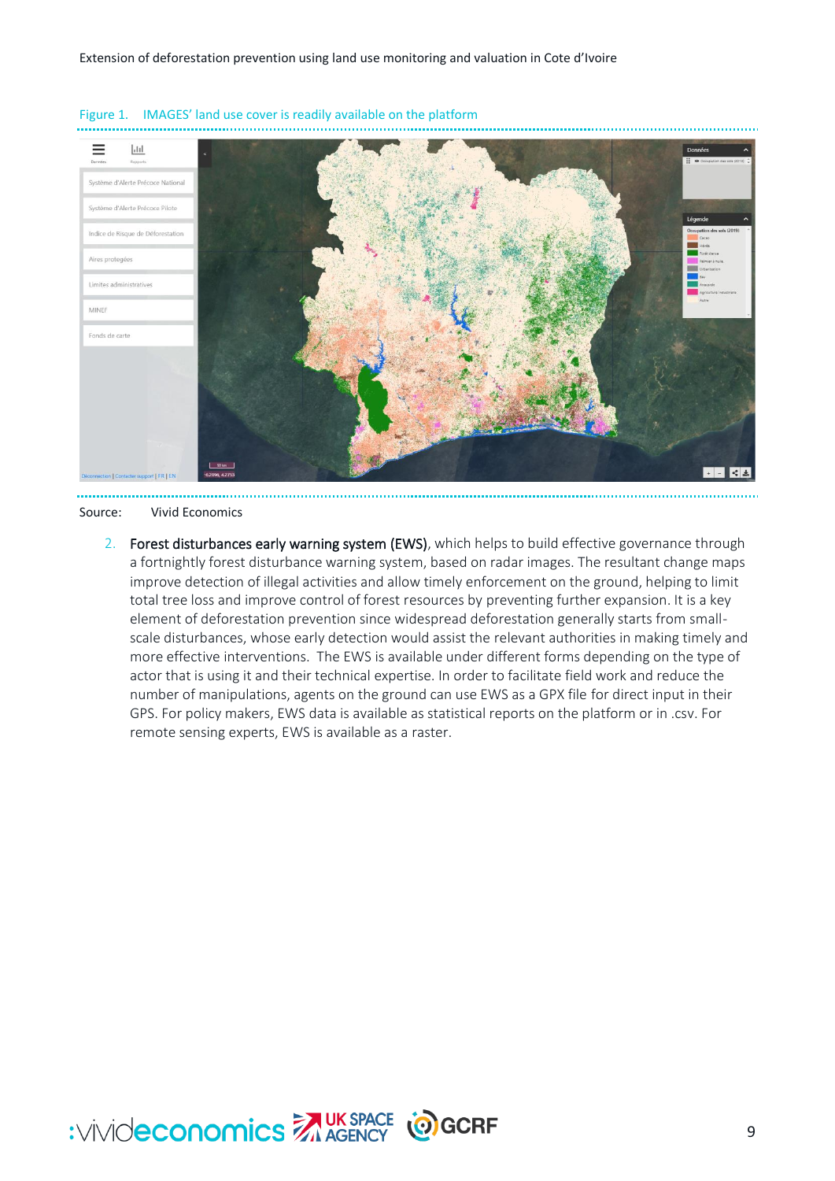Figure 1. IMAGES' land use cover is readily available on the platform

Source: Vivid Economics

2. **Forest disturbances early warning system (EWS)**, which helps to build effective governance through a fortnightly forest disturbance warning system, based on radar images. The resultant change maps improve detection of illegal activities and allow timely enforcement on the ground, helping to limit total tree loss and improve control of forest resources by preventing further expansion. It is a key element of deforestation prevention since widespread deforestation generally starts from small-scale disturbances, whose early detection would assist the relevant authorities in making timely and more effective interventions. The EWS is available under different forms depending on the type of actor that is using it and their technical expertise. In order to facilitate field work and reduce the number of manipulations, agents on the ground can use EWS as a GPX file for direct input in their GPS. For policy makers, EWS data is available as statistical reports on the platform or in .csv. For remote sensing experts, EWS is available as a raster.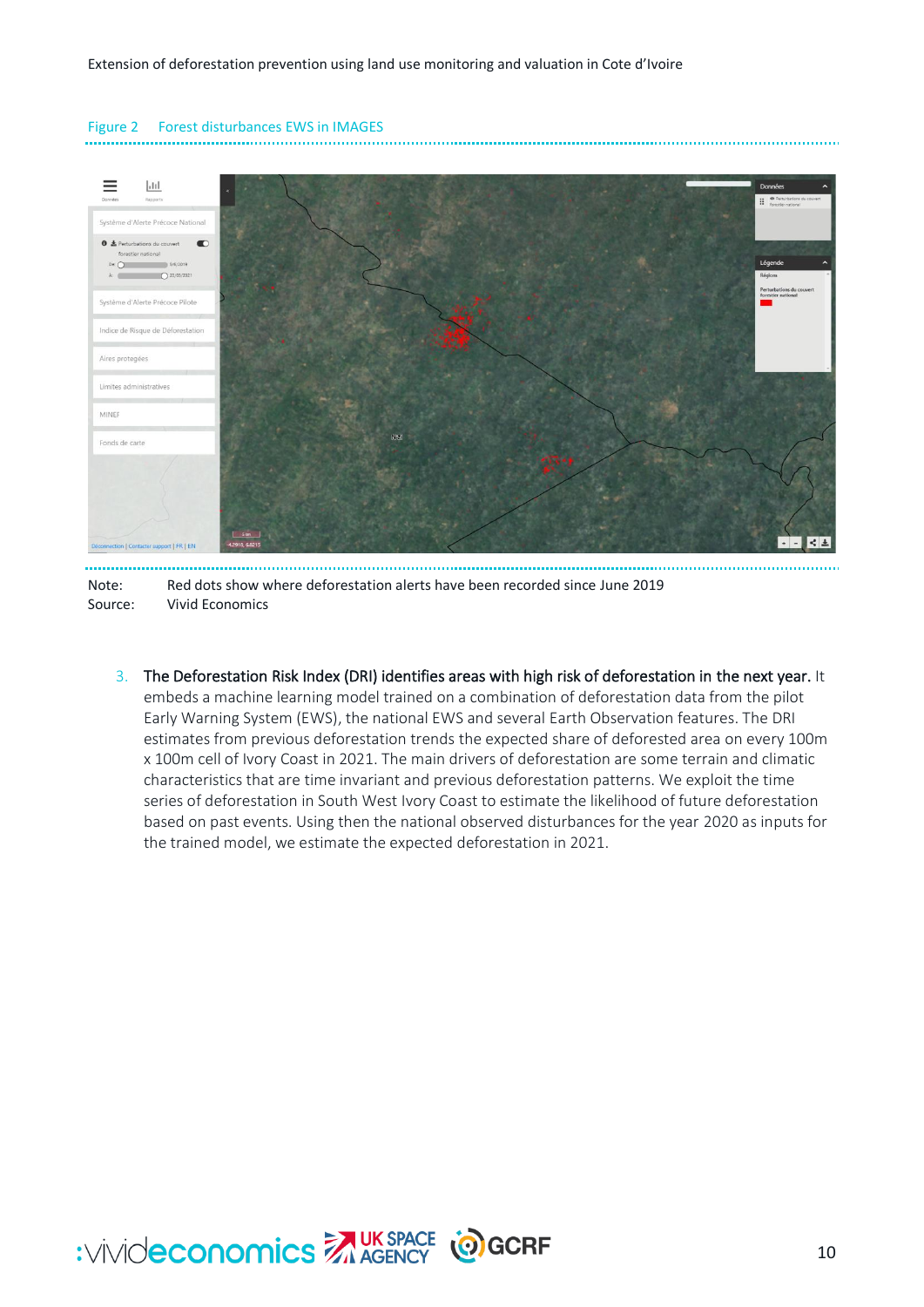Figure 2 Forest disturbances EWS in IMAGES

Note: Red dots show where deforestation alerts have been recorded since June 2019

Source: Vivid Economics

3. **The Deforestation Risk Index (DRI) identifies areas with high risk of deforestation in the next year.** It embeds a machine learning model trained on a combination of deforestation data from the pilot Early Warning System (EWS), the national EWS and several Earth Observation features. The DRI estimates from previous deforestation trends the expected share of deforested area on every 100m x 100m cell of Ivory Coast in 2021. The main drivers of deforestation are some terrain and climatic characteristics that are time invariant and previous deforestation patterns. We exploit the time series of deforestation in South West Ivory Coast to estimate the likelihood of future deforestation based on past events. Using then the national observed disturbances for the year 2020 as inputs for the trained model, we estimate the expected deforestation in 2021.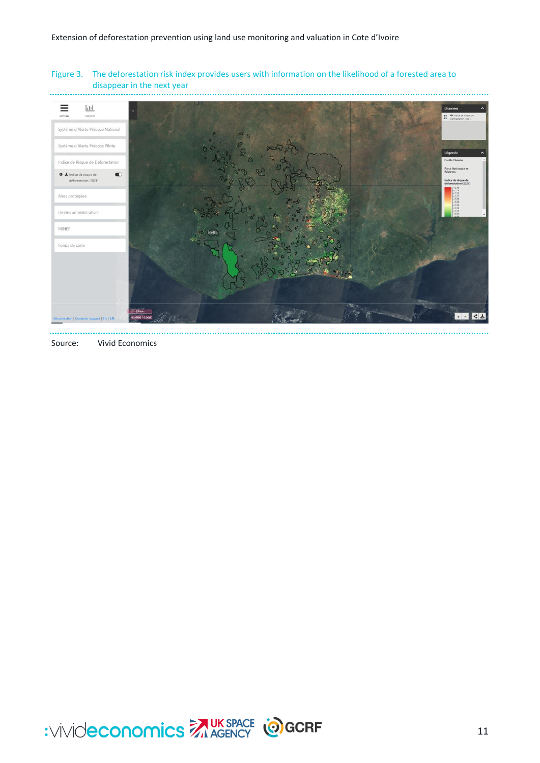Figure 3. The deforestation risk index provides users with information on the likelihood of a forested area to disappear in the next year

Source: Vivid Economics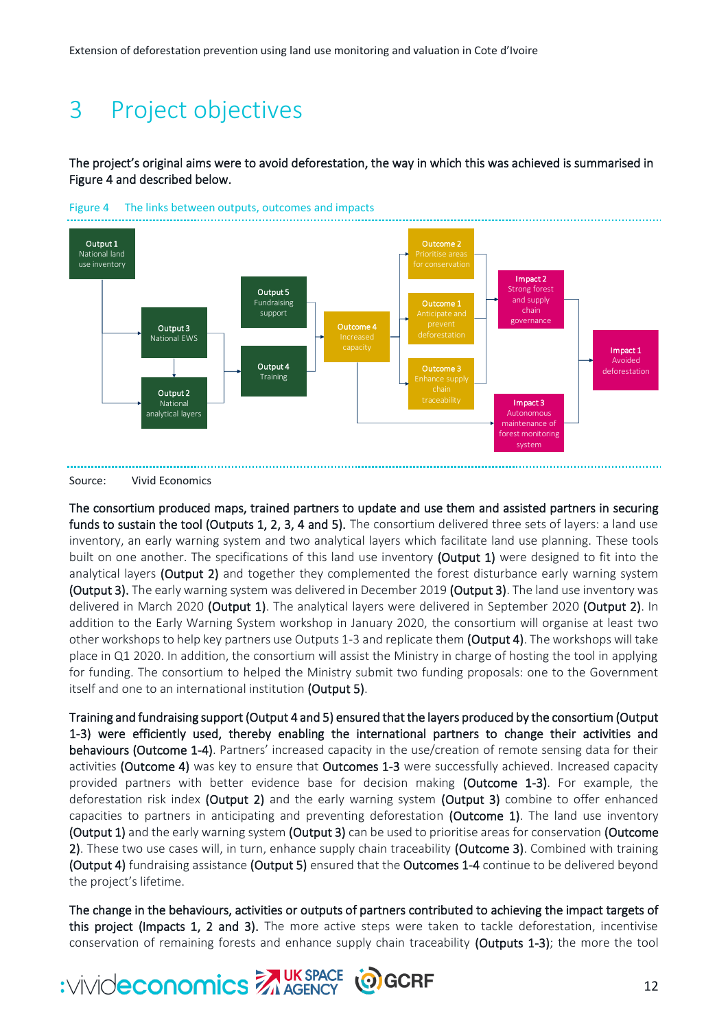# 3 Project objectives

**The project's original aims were to avoid deforestation, the way in which this was achieved is summarised in Figure 4 and described below.**

Figure 4 The links between outputs, outcomes and impacts

Source: Vivid Economics

**The consortium produced maps, trained partners to update and use them and assisted partners in securing funds to sustain the tool (Outputs 1, 2, 3, 4 and 5).** The consortium delivered three sets of layers: a land use inventory, an early warning system and two analytical layers which facilitate land use planning. These tools built on one another. The specifications of this land use inventory **(Output 1)** were designed to fit into the analytical layers **(Output 2)** and together they complemented the forest disturbance early warning system **(Output 3).** The early warning system was delivered in December 2019 **(Output 3)**. The land use inventory was delivered in March 2020 **(Output 1)**. The analytical layers were delivered in September 2020 **(Output 2)**. In addition to the Early Warning System workshop in January 2020, the consortium will organise at least two other workshops to help key partners use Outputs 1-3 and replicate them **(Output 4)**. The workshops will take place in Q1 2020. In addition, the consortium will assist the Ministry in charge of hosting the tool in applying for funding. The consortium to helped the Ministry submit two funding proposals: one to the Government itself and one to an international institution **(Output 5)**.

**Training and fundraising support (Output 4 and 5) ensured that the layers produced by the consortium (Output 1-3) were efficiently used, thereby enabling the international partners to change their activities and behaviours (Outcome 1-4).** Partners' increased capacity in the use/creation of remote sensing data for their activities **(Outcome 4)** was key to ensure that **Outcomes 1-3** were successfully achieved. Increased capacity provided partners with better evidence base for decision making **(Outcome 1-3)**. For example, the deforestation risk index **(Output 2)** and the early warning system **(Output 3)** combine to offer enhanced capacities to partners in anticipating and preventing deforestation **(Outcome 1)**. The land use inventory **(Output 1)** and the early warning system **(Output 3)** can be used to prioritise areas for conservation **(Outcome 2)**. These two use cases will, in turn, enhance supply chain traceability **(Outcome 3)**. Combined with training **(Output 4)** fundraising assistance **(Output 5)** ensured that the **Outcomes 1-4** continue to be delivered beyond the project's lifetime.

**The change in the behaviours, activities or outputs of partners contributed to achieving the impact targets of this project (Impacts 1, 2 and 3).** The more active steps were taken to tackle deforestation, incentivise conservation of remaining forests and enhance supply chain traceability **(Outputs 1-3)**; the more the tool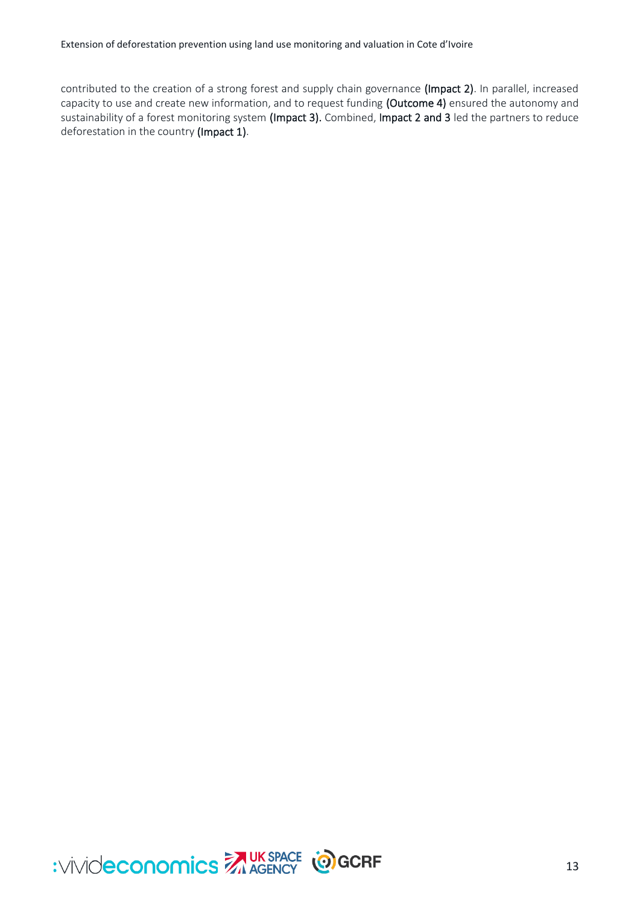contributed to the creation of a strong forest and supply chain governance **(Impact 2)**. In parallel, increased capacity to use and create new information, and to request funding **(Outcome 4)** ensured the autonomy and sustainability of a forest monitoring system **(Impact 3).** Combined, **Impact 2 and 3** led the partners to reduce deforestation in the country **(Impact 1)**.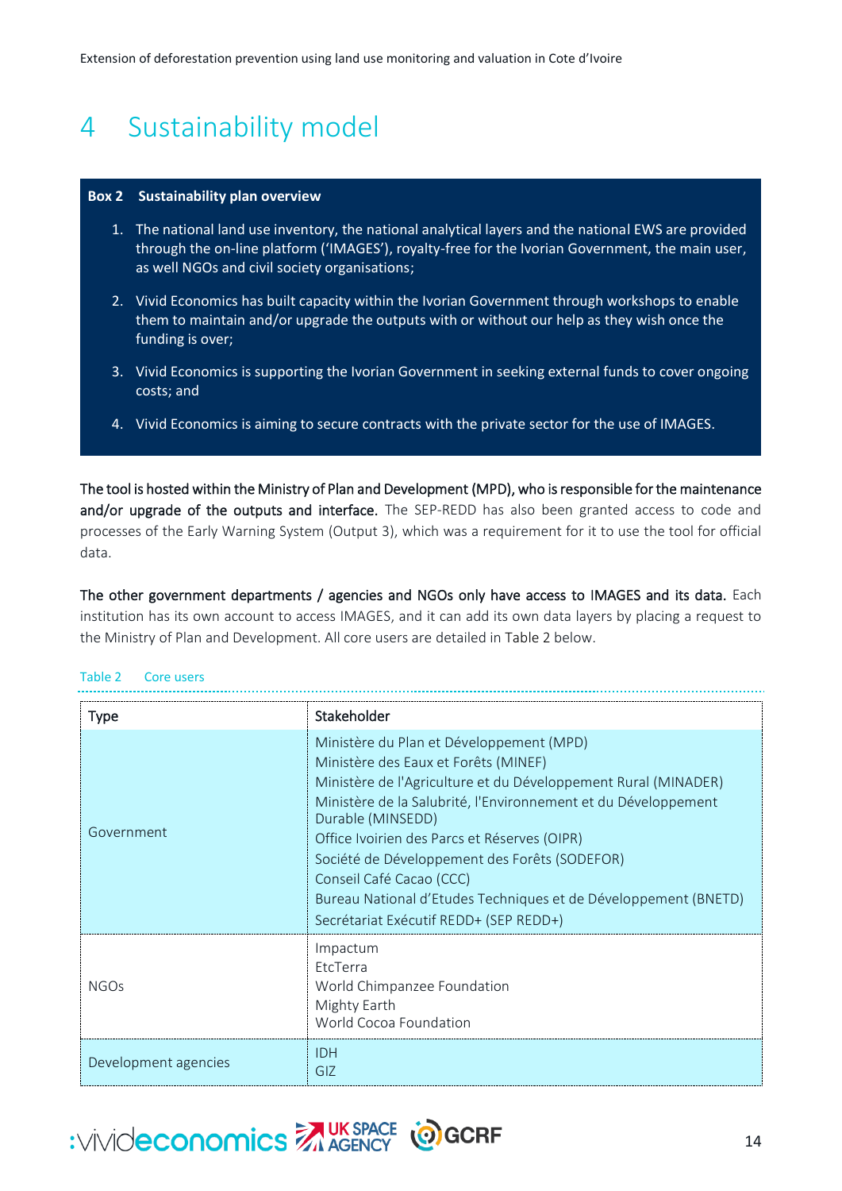# 4 Sustainability model

**Box 2 Sustainability plan overview**

1. The national land use inventory, the national analytical layers and the national EWS are provided through the on-line platform ('IMAGES'), royalty-free for the Ivorian Government, the main user, as well NGOs and civil society organisations;
2. Vivid Economics has built capacity within the Ivorian Government through workshops to enable them to maintain and/or upgrade the outputs with or without our help as they wish once the funding is over;
3. Vivid Economics is supporting the Ivorian Government in seeking external funds to cover ongoing costs; and
4. Vivid Economics is aiming to secure contracts with the private sector for the use of IMAGES.

**The tool is hosted within the Ministry of Plan and Development (MPD), who is responsible for the maintenance and/or upgrade of the outputs and interface.** The SEP-REDD has also been granted access to code and processes of the Early Warning System (Output 3), which was a requirement for it to use the tool for official data.

**The other government departments / agencies and NGOs only have access to IMAGES and its data.** Each institution has its own account to access IMAGES, and it can add its own data layers by placing a request to the Ministry of Plan and Development. All core users are detailed in Table 2 below.

Table 2 Core users

| Type | Stakeholder |
|---|---|
| Government | Ministère du Plan et Développement (MPD)<br>Ministère des Eaux et Forêts (MINEF)<br>Ministère de l'Agriculture et du Développement Rural (MINADER)<br>Ministère de la Salubrité, l'Environnement et du Développement Durable (MINSEDD)<br>Office Ivoirien des Parcs et Réserves (OIPR)<br>Société de Développement des Forêts (SODEFOR)<br>Conseil Café Cacao (CCC)<br>Bureau National d'Etudes Techniques et de Développement (BNETD)<br>Secrétariat Exécutif REDD+ (SEP REDD+) |
| NGOs | Impactum<br>EtcTerra<br>World Chimpanzee Foundation<br>Mighty Earth<br>World Cocoa Foundation |
| Development agencies | IDH<br>GIZ |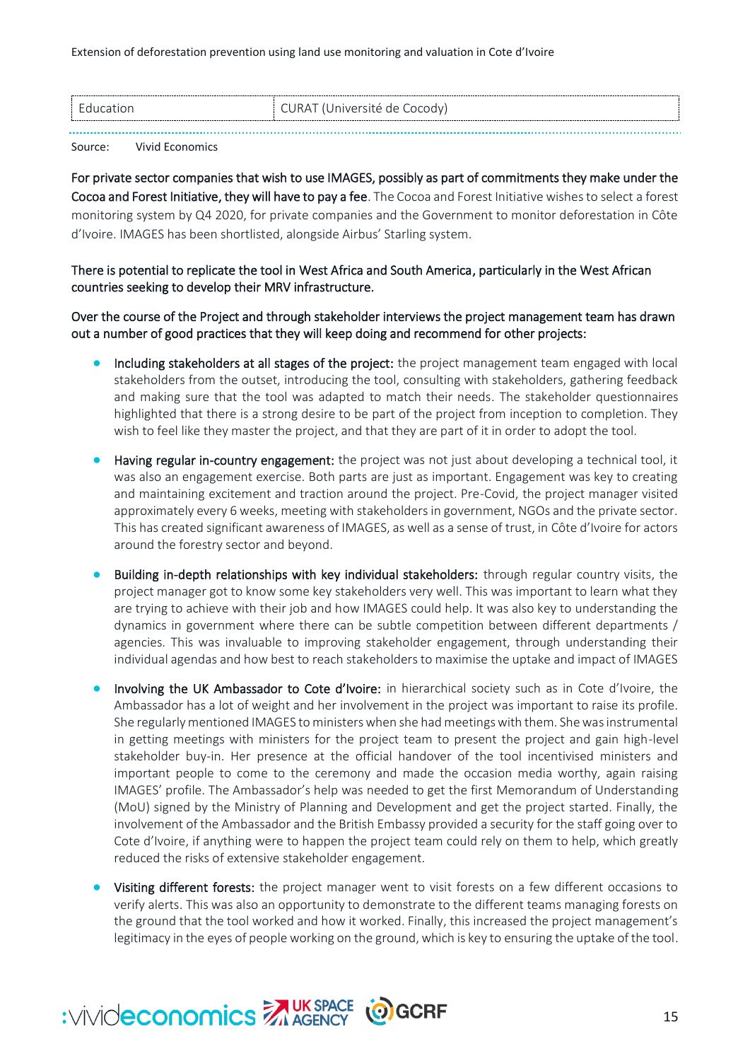| Education | CURAT (Université de Cocody) |
| --- | --- |

Source: Vivid Economics

**For private sector companies that wish to use IMAGES, possibly as part of commitments they make under the Cocoa and Forest Initiative, they will have to pay a fee**. The Cocoa and Forest Initiative wishes to select a forest monitoring system by Q4 2020, for private companies and the Government to monitor deforestation in Côte d'Ivoire. IMAGES has been shortlisted, alongside Airbus' Starling system.

**There is potential to replicate the tool in West Africa and South America, particularly in the West African countries seeking to develop their MRV infrastructure.**

**Over the course of the Project and through stakeholder interviews the project management team has drawn out a number of good practices that they will keep doing and recommend for other projects:**

- **Including stakeholders at all stages of the project:** the project management team engaged with local stakeholders from the outset, introducing the tool, consulting with stakeholders, gathering feedback and making sure that the tool was adapted to match their needs. The stakeholder questionnaires highlighted that there is a strong desire to be part of the project from inception to completion. They wish to feel like they master the project, and that they are part of it in order to adopt the tool.
- **Having regular in-country engagement:** the project was not just about developing a technical tool, it was also an engagement exercise. Both parts are just as important. Engagement was key to creating and maintaining excitement and traction around the project. Pre-Covid, the project manager visited approximately every 6 weeks, meeting with stakeholders in government, NGOs and the private sector. This has created significant awareness of IMAGES, as well as a sense of trust, in Côte d'Ivoire for actors around the forestry sector and beyond.
- **Building in-depth relationships with key individual stakeholders:** through regular country visits, the project manager got to know some key stakeholders very well. This was important to learn what they are trying to achieve with their job and how IMAGES could help. It was also key to understanding the dynamics in government where there can be subtle competition between different departments / agencies. This was invaluable to improving stakeholder engagement, through understanding their individual agendas and how best to reach stakeholders to maximise the uptake and impact of IMAGES
- **Involving the UK Ambassador to Cote d'Ivoire:** in hierarchical society such as in Cote d'Ivoire, the Ambassador has a lot of weight and her involvement in the project was important to raise its profile. She regularly mentioned IMAGES to ministers when she had meetings with them. She was instrumental in getting meetings with ministers for the project team to present the project and gain high-level stakeholder buy-in. Her presence at the official handover of the tool incentivised ministers and important people to come to the ceremony and made the occasion media worthy, again raising IMAGES' profile. The Ambassador's help was needed to get the first Memorandum of Understanding (MoU) signed by the Ministry of Planning and Development and get the project started. Finally, the involvement of the Ambassador and the British Embassy provided a security for the staff going over to Cote d'Ivoire, if anything were to happen the project team could rely on them to help, which greatly reduced the risks of extensive stakeholder engagement.
- **Visiting different forests:** the project manager went to visit forests on a few different occasions to verify alerts. This was also an opportunity to demonstrate to the different teams managing forests on the ground that the tool worked and how it worked. Finally, this increased the project management's legitimacy in the eyes of people working on the ground, which is key to ensuring the uptake of the tool.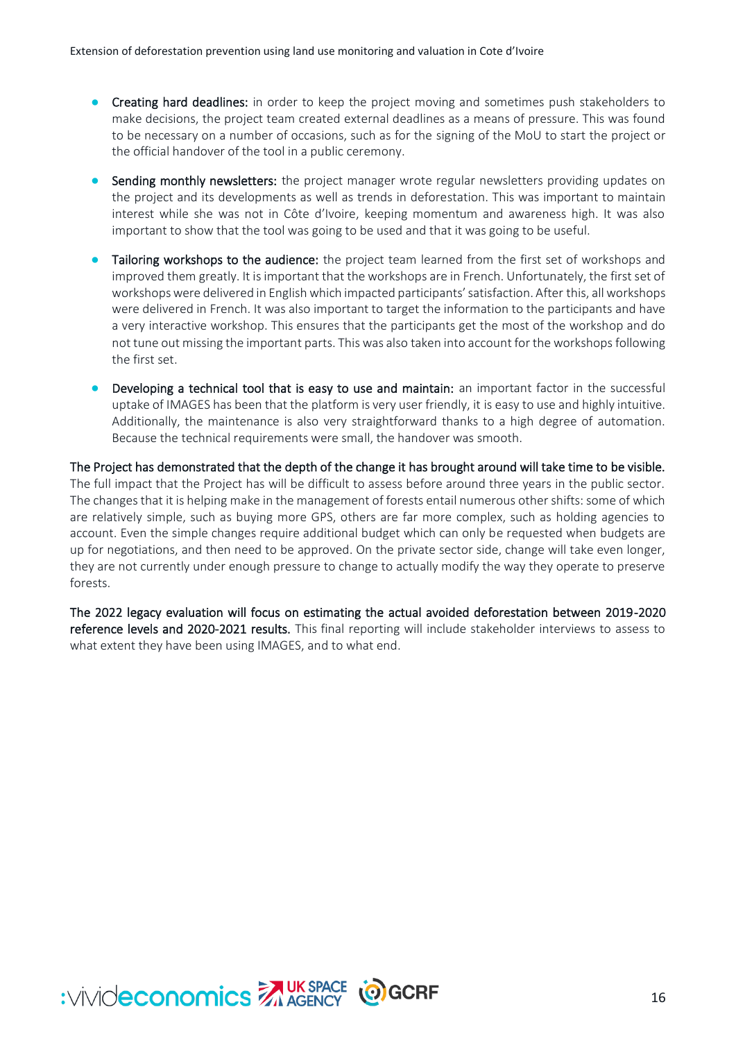- **Creating hard deadlines:** in order to keep the project moving and sometimes push stakeholders to make decisions, the project team created external deadlines as a means of pressure. This was found to be necessary on a number of occasions, such as for the signing of the MoU to start the project or the official handover of the tool in a public ceremony.

- **Sending monthly newsletters:** the project manager wrote regular newsletters providing updates on the project and its developments as well as trends in deforestation. This was important to maintain interest while she was not in Côte d'Ivoire, keeping momentum and awareness high. It was also important to show that the tool was going to be used and that it was going to be useful.

- **Tailoring workshops to the audience:** the project team learned from the first set of workshops and improved them greatly. It is important that the workshops are in French. Unfortunately, the first set of workshops were delivered in English which impacted participants' satisfaction. After this, all workshops were delivered in French. It was also important to target the information to the participants and have a very interactive workshop. This ensures that the participants get the most of the workshop and do not tune out missing the important parts. This was also taken into account for the workshops following the first set.

- **Developing a technical tool that is easy to use and maintain:** an important factor in the successful uptake of IMAGES has been that the platform is very user friendly, it is easy to use and highly intuitive. Additionally, the maintenance is also very straightforward thanks to a high degree of automation. Because the technical requirements were small, the handover was smooth.

**The Project has demonstrated that the depth of the change it has brought around will take time to be visible.** The full impact that the Project has will be difficult to assess before around three years in the public sector. The changes that it is helping make in the management of forests entail numerous other shifts: some of which are relatively simple, such as buying more GPS, others are far more complex, such as holding agencies to account. Even the simple changes require additional budget which can only be requested when budgets are up for negotiations, and then need to be approved. On the private sector side, change will take even longer, they are not currently under enough pressure to change to actually modify the way they operate to preserve forests.

**The 2022 legacy evaluation will focus on estimating the actual avoided deforestation between 2019-2020 reference levels and 2020-2021 results.** This final reporting will include stakeholder interviews to assess to what extent they have been using IMAGES, and to what end.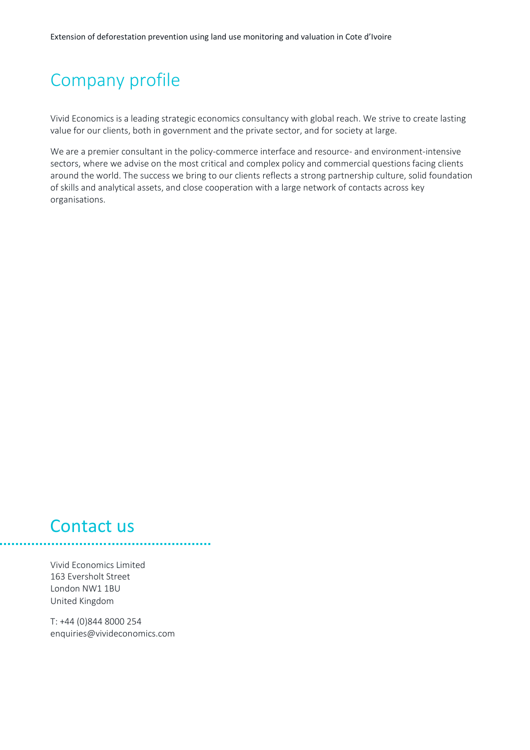## Company profile

Vivid Economics is a leading strategic economics consultancy with global reach. We strive to create lasting value for our clients, both in government and the private sector, and for society at large.

We are a premier consultant in the policy-commerce interface and resource- and environment-intensive sectors, where we advise on the most critical and complex policy and commercial questions facing clients around the world. The success we bring to our clients reflects a strong partnership culture, solid foundation of skills and analytical assets, and close cooperation with a large network of contacts across key organisations.

## Contact us

Vivid Economics Limited
163 Eversholt Street
London NW1 1BU
United Kingdom

T: +44 (0)844 8000 254
enquiries@vivideconomics.com